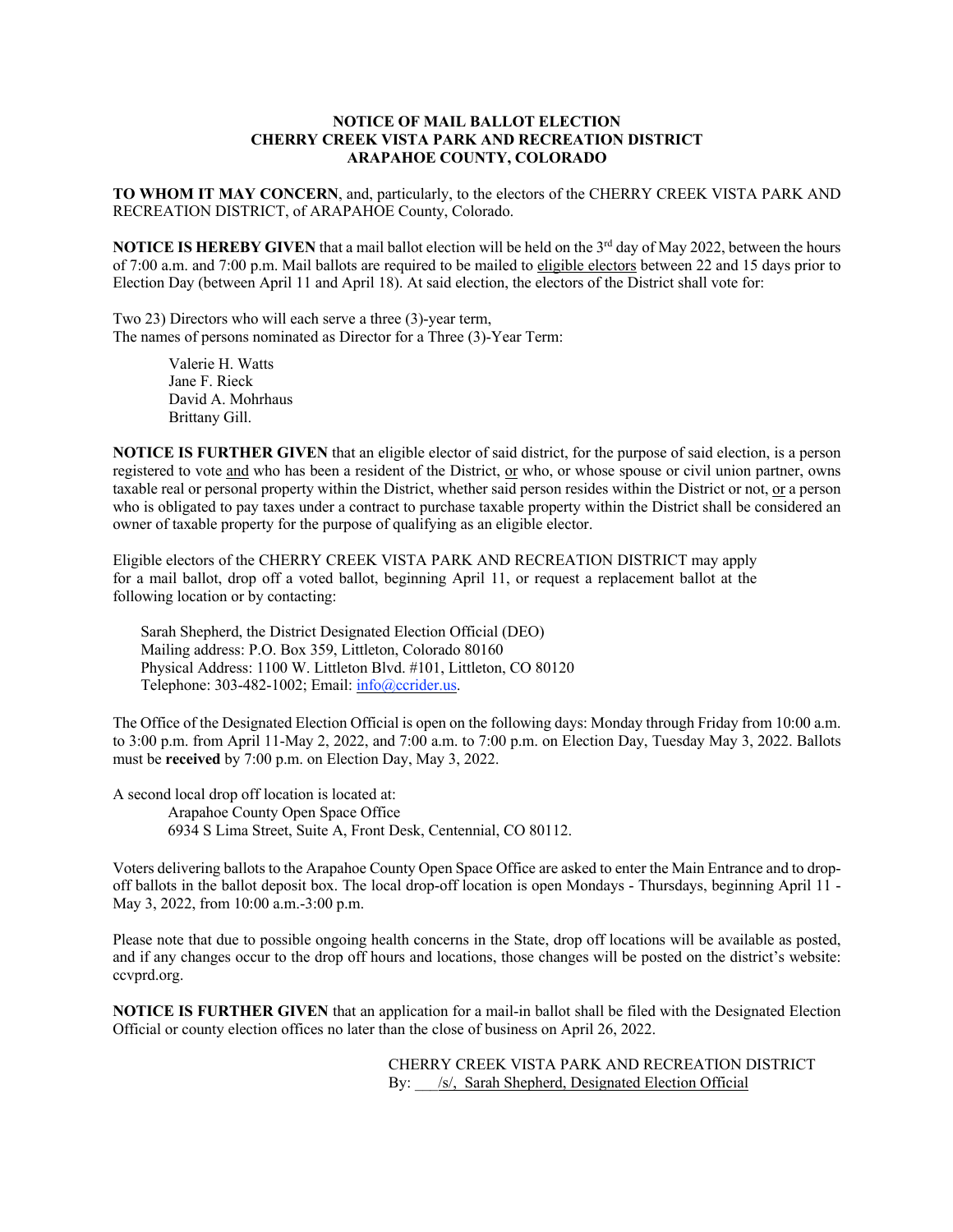**NOTICE OF MAIL BALLOT ELECTION**
**CHERRY CREEK VISTA PARK AND RECREATION DISTRICT**
**ARAPAHOE COUNTY, COLORADO**

**TO WHOM IT MAY CONCERN**, and, particularly, to the electors of the CHERRY CREEK VISTA PARK AND RECREATION DISTRICT, of ARAPAHOE County, Colorado.

**NOTICE IS HEREBY GIVEN** that a mail ballot election will be held on the 3rd day of May 2022, between the hours of 7:00 a.m. and 7:00 p.m. Mail ballots are required to be mailed to eligible electors between 22 and 15 days prior to Election Day (between April 11 and April 18). At said election, the electors of the District shall vote for:

Two 23) Directors who will each serve a three (3)-year term,
The names of persons nominated as Director for a Three (3)-Year Term:

Valerie H. Watts
Jane F. Rieck
David A. Mohrhaus
Brittany Gill.

**NOTICE IS FURTHER GIVEN** that an eligible elector of said district, for the purpose of said election, is a person registered to vote and who has been a resident of the District, or who, or whose spouse or civil union partner, owns taxable real or personal property within the District, whether said person resides within the District or not, or a person who is obligated to pay taxes under a contract to purchase taxable property within the District shall be considered an owner of taxable property for the purpose of qualifying as an eligible elector.

Eligible electors of the CHERRY CREEK VISTA PARK AND RECREATION DISTRICT may apply for a mail ballot, drop off a voted ballot, beginning April 11, or request a replacement ballot at the following location or by contacting:

Sarah Shepherd, the District Designated Election Official (DEO)
Mailing address: P.O. Box 359, Littleton, Colorado 80160
Physical Address: 1100 W. Littleton Blvd. #101, Littleton, CO 80120
Telephone: 303-482-1002; Email: info@ccrider.us.

The Office of the Designated Election Official is open on the following days: Monday through Friday from 10:00 a.m. to 3:00 p.m. from April 11-May 2, 2022, and 7:00 a.m. to 7:00 p.m. on Election Day, Tuesday May 3, 2022. Ballots must be **received** by 7:00 p.m. on Election Day, May 3, 2022.

A second local drop off location is located at:
Arapahoe County Open Space Office
6934 S Lima Street, Suite A, Front Desk, Centennial, CO 80112.

Voters delivering ballots to the Arapahoe County Open Space Office are asked to enter the Main Entrance and to drop-off ballots in the ballot deposit box. The local drop-off location is open Mondays - Thursdays, beginning April 11 - May 3, 2022, from 10:00 a.m.-3:00 p.m.

Please note that due to possible ongoing health concerns in the State, drop off locations will be available as posted, and if any changes occur to the drop off hours and locations, those changes will be posted on the district's website: ccvprd.org.

**NOTICE IS FURTHER GIVEN** that an application for a mail-in ballot shall be filed with the Designated Election Official or county election offices no later than the close of business on April 26, 2022.

CHERRY CREEK VISTA PARK AND RECREATION DISTRICT
By: /s/, Sarah Shepherd, Designated Election Official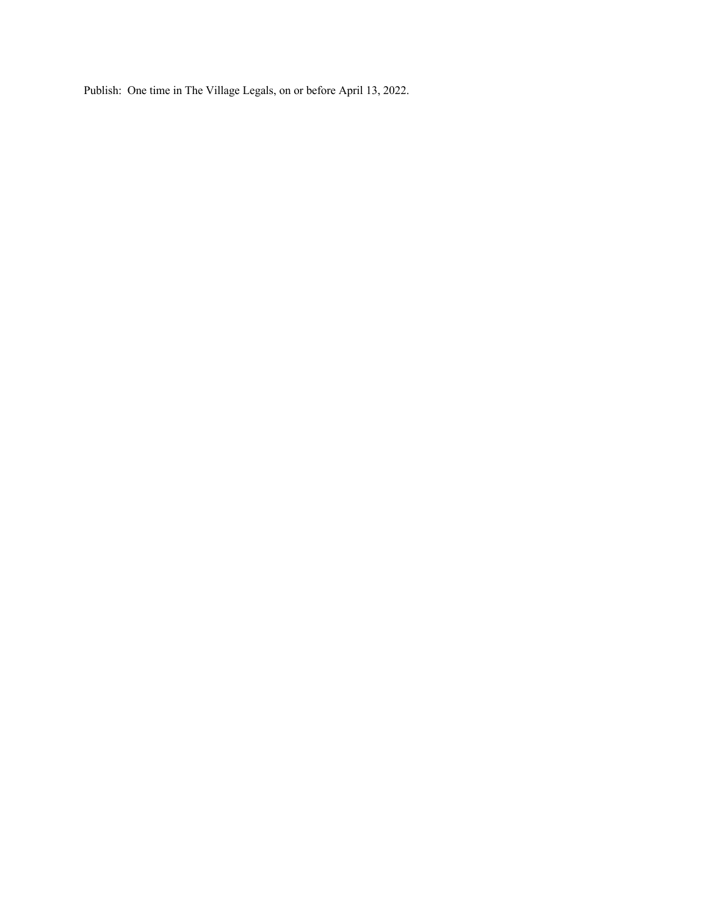Publish: One time in The Village Legals, on or before April 13, 2022.